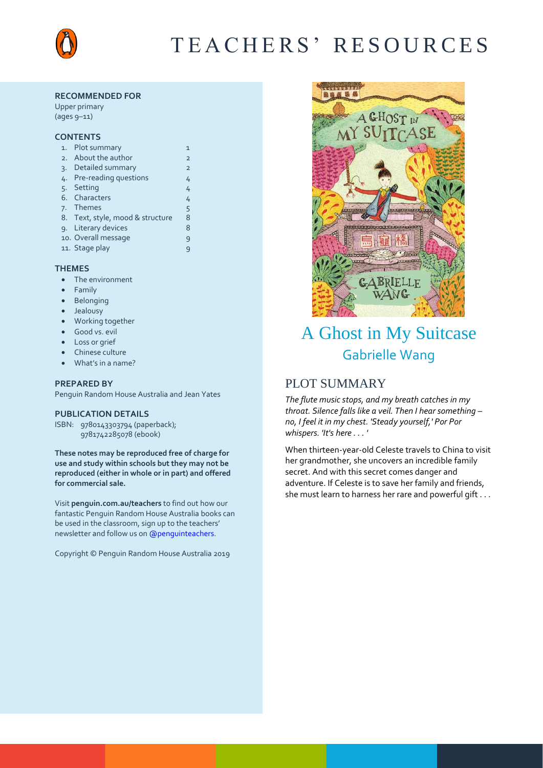# TEACHERS' RESOURCES

**RECOMMENDED FOR**

Upper primary
(ages 9–11)

**CONTENTS**

| | | |
|---|---|---|
| 1. | Plot summary | 1 |
| 2. | About the author | 2 |
| 3. | Detailed summary | 2 |
| 4. | Pre-reading questions | 4 |
| 5. | Setting | 4 |
| 6. | Characters | 4 |
| 7. | Themes | 5 |
| 8. | Text, style, mood & structure | 8 |
| 9. | Literary devices | 8 |
| 10. | Overall message | 9 |
| 11. | Stage play | 9 |

**THEMES**

- The environment
- Family
- Belonging
- Jealousy
- Working together
- Good vs. evil
- Loss or grief
- Chinese culture
- What's in a name?

**PREPARED BY**

Penguin Random House Australia and Jean Yates

**PUBLICATION DETAILS**

ISBN: 9780143303794 (paperback);
9781742285078 (ebook)

**These notes may be reproduced free of charge for use and study within schools but they may not be reproduced (either in whole or in part) and offered for commercial sale.**

Visit **penguin.com.au/teachers** to find out how our fantastic Penguin Random House Australia books can be used in the classroom, sign up to the teachers' newsletter and follow us on @penguinteachers.

Copyright © Penguin Random House Australia 2019

# A Ghost in My Suitcase

## Gabrielle Wang

## PLOT SUMMARY

*The flute music stops, and my breath catches in my throat. Silence falls like a veil. Then I hear something – no, I feel it in my chest. 'Steady yourself,' Por Por whispers. 'It's here . . . '*

When thirteen-year-old Celeste travels to China to visit her grandmother, she uncovers an incredible family secret. And with this secret comes danger and adventure. If Celeste is to save her family and friends, she must learn to harness her rare and powerful gift . . .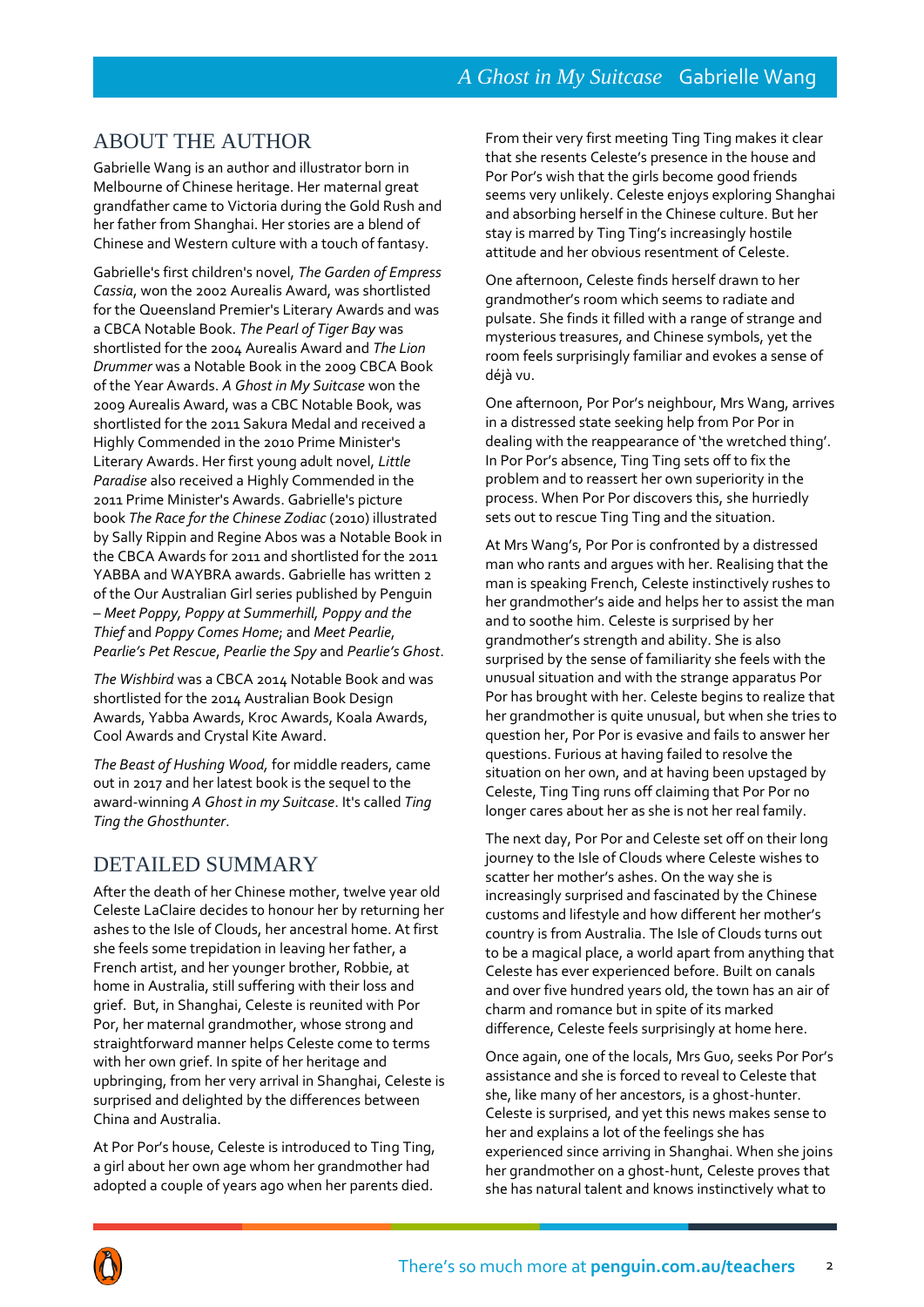## ABOUT THE AUTHOR

Gabrielle Wang is an author and illustrator born in Melbourne of Chinese heritage. Her maternal great grandfather came to Victoria during the Gold Rush and her father from Shanghai. Her stories are a blend of Chinese and Western culture with a touch of fantasy.

Gabrielle's first children's novel, *The Garden of Empress Cassia*, won the 2002 Aurealis Award, was shortlisted for the Queensland Premier's Literary Awards and was a CBCA Notable Book. *The Pearl of Tiger Bay* was shortlisted for the 2004 Aurealis Award and *The Lion Drummer* was a Notable Book in the 2009 CBCA Book of the Year Awards. *A Ghost in My Suitcase* won the 2009 Aurealis Award, was a CBC Notable Book, was shortlisted for the 2011 Sakura Medal and received a Highly Commended in the 2010 Prime Minister's Literary Awards. Her first young adult novel, *Little Paradise* also received a Highly Commended in the 2011 Prime Minister's Awards. Gabrielle's picture book *The Race for the Chinese Zodiac* (2010) illustrated by Sally Rippin and Regine Abos was a Notable Book in the CBCA Awards for 2011 and shortlisted for the 2011 YABBA and WAYBRA awards. Gabrielle has written 2 of the Our Australian Girl series published by Penguin – *Meet Poppy, Poppy at Summerhill, Poppy and the Thief* and *Poppy Comes Home*; and *Meet Pearlie*, *Pearlie's Pet Rescue*, *Pearlie the Spy* and *Pearlie's Ghost*.

*The Wishbird* was a CBCA 2014 Notable Book and was shortlisted for the 2014 Australian Book Design Awards, Yabba Awards, Kroc Awards, Koala Awards, Cool Awards and Crystal Kite Award.

*The Beast of Hushing Wood*, for middle readers, came out in 2017 and her latest book is the sequel to the award-winning *A Ghost in my Suitcase*. It's called *Ting Ting the Ghosthunter*.

## DETAILED SUMMARY

After the death of her Chinese mother, twelve year old Celeste LaClaire decides to honour her by returning her ashes to the Isle of Clouds, her ancestral home. At first she feels some trepidation in leaving her father, a French artist, and her younger brother, Robbie, at home in Australia, still suffering with their loss and grief. But, in Shanghai, Celeste is reunited with Por Por, her maternal grandmother, whose strong and straightforward manner helps Celeste come to terms with her own grief. In spite of her heritage and upbringing, from her very arrival in Shanghai, Celeste is surprised and delighted by the differences between China and Australia.

At Por Por's house, Celeste is introduced to Ting Ting, a girl about her own age whom her grandmother had adopted a couple of years ago when her parents died.

From their very first meeting Ting Ting makes it clear that she resents Celeste's presence in the house and Por Por's wish that the girls become good friends seems very unlikely. Celeste enjoys exploring Shanghai and absorbing herself in the Chinese culture. But her stay is marred by Ting Ting's increasingly hostile attitude and her obvious resentment of Celeste.

One afternoon, Celeste finds herself drawn to her grandmother's room which seems to radiate and pulsate. She finds it filled with a range of strange and mysterious treasures, and Chinese symbols, yet the room feels surprisingly familiar and evokes a sense of déjà vu.

One afternoon, Por Por's neighbour, Mrs Wang, arrives in a distressed state seeking help from Por Por in dealing with the reappearance of 'the wretched thing'. In Por Por's absence, Ting Ting sets off to fix the problem and to reassert her own superiority in the process. When Por Por discovers this, she hurriedly sets out to rescue Ting Ting and the situation.

At Mrs Wang's, Por Por is confronted by a distressed man who rants and argues with her. Realising that the man is speaking French, Celeste instinctively rushes to her grandmother's aide and helps her to assist the man and to soothe him. Celeste is surprised by her grandmother's strength and ability. She is also surprised by the sense of familiarity she feels with the unusual situation and with the strange apparatus Por Por has brought with her. Celeste begins to realize that her grandmother is quite unusual, but when she tries to question her, Por Por is evasive and fails to answer her questions. Furious at having failed to resolve the situation on her own, and at having been upstaged by Celeste, Ting Ting runs off claiming that Por Por no longer cares about her as she is not her real family.

The next day, Por Por and Celeste set off on their long journey to the Isle of Clouds where Celeste wishes to scatter her mother's ashes. On the way she is increasingly surprised and fascinated by the Chinese customs and lifestyle and how different her mother's country is from Australia. The Isle of Clouds turns out to be a magical place, a world apart from anything that Celeste has ever experienced before. Built on canals and over five hundred years old, the town has an air of charm and romance but in spite of its marked difference, Celeste feels surprisingly at home here.

Once again, one of the locals, Mrs Guo, seeks Por Por's assistance and she is forced to reveal to Celeste that she, like many of her ancestors, is a ghost-hunter. Celeste is surprised, and yet this news makes sense to her and explains a lot of the feelings she has experienced since arriving in Shanghai. When she joins her grandmother on a ghost-hunt, Celeste proves that she has natural talent and knows instinctively what to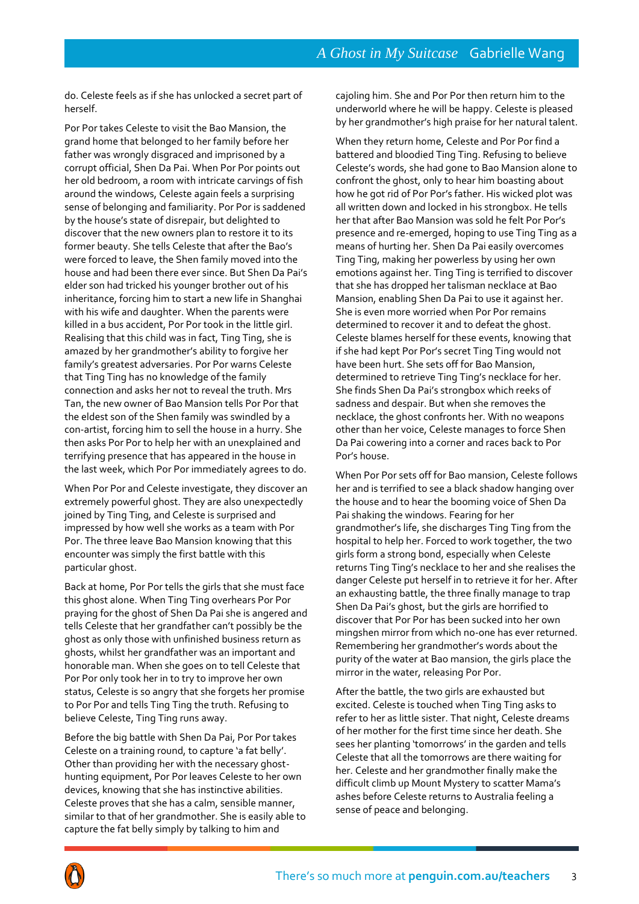do. Celeste feels as if she has unlocked a secret part of herself.

Por Por takes Celeste to visit the Bao Mansion, the grand home that belonged to her family before her father was wrongly disgraced and imprisoned by a corrupt official, Shen Da Pai. When Por Por points out her old bedroom, a room with intricate carvings of fish around the windows, Celeste again feels a surprising sense of belonging and familiarity. Por Por is saddened by the house's state of disrepair, but delighted to discover that the new owners plan to restore it to its former beauty. She tells Celeste that after the Bao's were forced to leave, the Shen family moved into the house and had been there ever since. But Shen Da Pai's elder son had tricked his younger brother out of his inheritance, forcing him to start a new life in Shanghai with his wife and daughter. When the parents were killed in a bus accident, Por Por took in the little girl. Realising that this child was in fact, Ting Ting, she is amazed by her grandmother's ability to forgive her family's greatest adversaries. Por Por warns Celeste that Ting Ting has no knowledge of the family connection and asks her not to reveal the truth. Mrs Tan, the new owner of Bao Mansion tells Por Por that the eldest son of the Shen family was swindled by a con-artist, forcing him to sell the house in a hurry. She then asks Por Por to help her with an unexplained and terrifying presence that has appeared in the house in the last week, which Por Por immediately agrees to do.

When Por Por and Celeste investigate, they discover an extremely powerful ghost. They are also unexpectedly joined by Ting Ting, and Celeste is surprised and impressed by how well she works as a team with Por Por. The three leave Bao Mansion knowing that this encounter was simply the first battle with this particular ghost.

Back at home, Por Por tells the girls that she must face this ghost alone. When Ting Ting overhears Por Por praying for the ghost of Shen Da Pai she is angered and tells Celeste that her grandfather can't possibly be the ghost as only those with unfinished business return as ghosts, whilst her grandfather was an important and honorable man. When she goes on to tell Celeste that Por Por only took her in to try to improve her own status, Celeste is so angry that she forgets her promise to Por Por and tells Ting Ting the truth. Refusing to believe Celeste, Ting Ting runs away.

Before the big battle with Shen Da Pai, Por Por takes Celeste on a training round, to capture 'a fat belly'. Other than providing her with the necessary ghost-hunting equipment, Por Por leaves Celeste to her own devices, knowing that she has instinctive abilities. Celeste proves that she has a calm, sensible manner, similar to that of her grandmother. She is easily able to capture the fat belly simply by talking to him and cajoling him. She and Por Por then return him to the underworld where he will be happy. Celeste is pleased by her grandmother's high praise for her natural talent.

When they return home, Celeste and Por Por find a battered and bloodied Ting Ting. Refusing to believe Celeste's words, she had gone to Bao Mansion alone to confront the ghost, only to hear him boasting about how he got rid of Por Por's father. His wicked plot was all written down and locked in his strongbox. He tells her that after Bao Mansion was sold he felt Por Por's presence and re-emerged, hoping to use Ting Ting as a means of hurting her. Shen Da Pai easily overcomes Ting Ting, making her powerless by using her own emotions against her. Ting Ting is terrified to discover that she has dropped her talisman necklace at Bao Mansion, enabling Shen Da Pai to use it against her. She is even more worried when Por Por remains determined to recover it and to defeat the ghost. Celeste blames herself for these events, knowing that if she had kept Por Por's secret Ting Ting would not have been hurt. She sets off for Bao Mansion, determined to retrieve Ting Ting's necklace for her. She finds Shen Da Pai's strongbox which reeks of sadness and despair. But when she removes the necklace, the ghost confronts her. With no weapons other than her voice, Celeste manages to force Shen Da Pai cowering into a corner and races back to Por Por's house.

When Por Por sets off for Bao mansion, Celeste follows her and is terrified to see a black shadow hanging over the house and to hear the booming voice of Shen Da Pai shaking the windows. Fearing for her grandmother's life, she discharges Ting Ting from the hospital to help her. Forced to work together, the two girls form a strong bond, especially when Celeste returns Ting Ting's necklace to her and she realises the danger Celeste put herself in to retrieve it for her. After an exhausting battle, the three finally manage to trap Shen Da Pai's ghost, but the girls are horrified to discover that Por Por has been sucked into her own mingshen mirror from which no-one has ever returned. Remembering her grandmother's words about the purity of the water at Bao mansion, the girls place the mirror in the water, releasing Por Por.

After the battle, the two girls are exhausted but excited. Celeste is touched when Ting Ting asks to refer to her as little sister. That night, Celeste dreams of her mother for the first time since her death. She sees her planting 'tomorrows' in the garden and tells Celeste that all the tomorrows are there waiting for her. Celeste and her grandmother finally make the difficult climb up Mount Mystery to scatter Mama's ashes before Celeste returns to Australia feeling a sense of peace and belonging.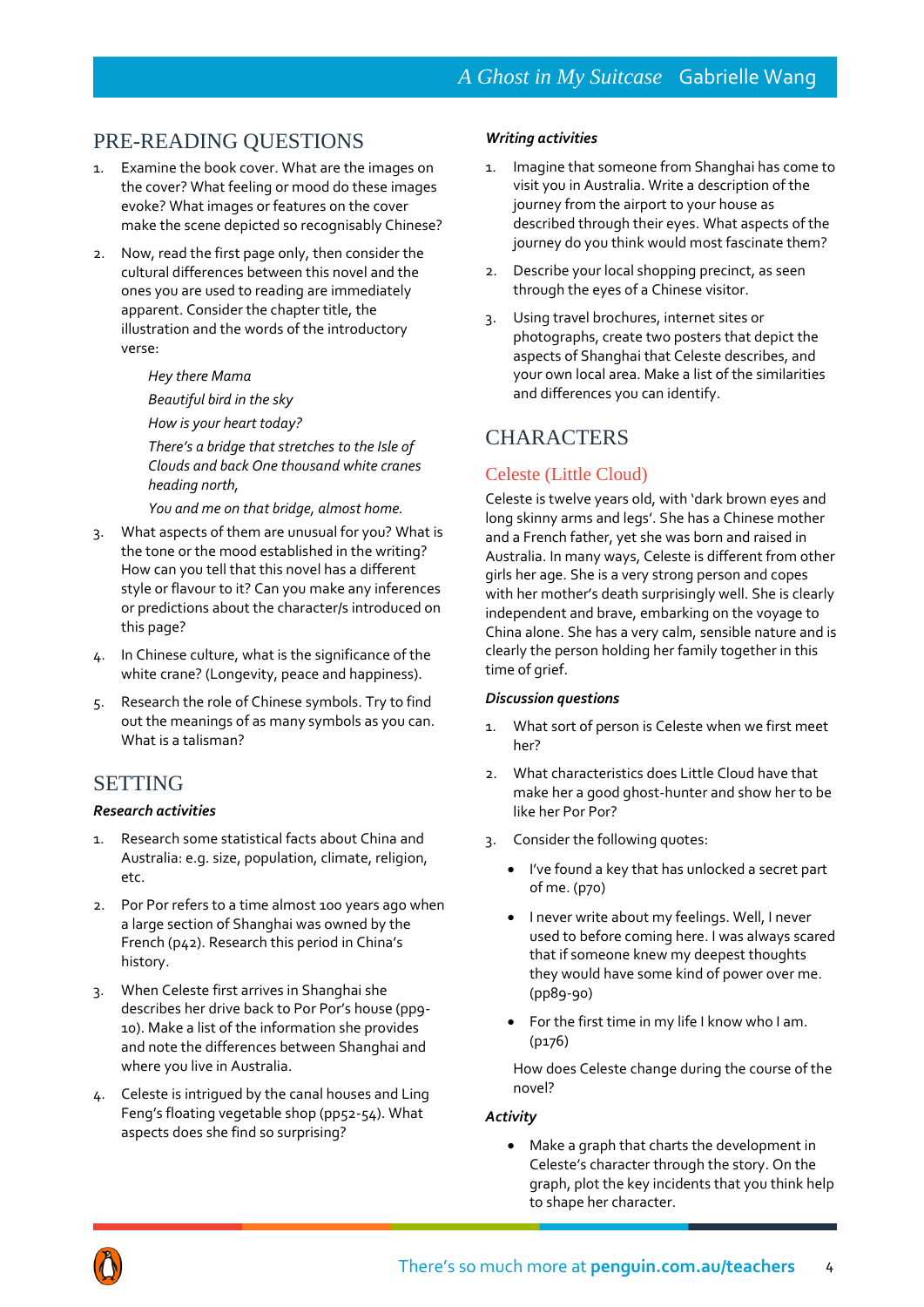## PRE-READING QUESTIONS

1. Examine the book cover. What are the images on the cover? What feeling or mood do these images evoke? What images or features on the cover make the scene depicted so recognisably Chinese?

2. Now, read the first page only, then consider the cultural differences between this novel and the ones you are used to reading are immediately apparent. Consider the chapter title, the illustration and the words of the introductory verse:

   *Hey there Mama*

   *Beautiful bird in the sky*

   *How is your heart today?*

   *There's a bridge that stretches to the Isle of Clouds and back One thousand white cranes heading north,*

   *You and me on that bridge, almost home.*

3. What aspects of them are unusual for you? What is the tone or the mood established in the writing? How can you tell that this novel has a different style or flavour to it? Can you make any inferences or predictions about the character/s introduced on this page?

4. In Chinese culture, what is the significance of the white crane? (Longevity, peace and happiness).

5. Research the role of Chinese symbols. Try to find out the meanings of as many symbols as you can. What is a talisman?

## SETTING

***Research activities***

1. Research some statistical facts about China and Australia: e.g. size, population, climate, religion, etc.

2. Por Por refers to a time almost 100 years ago when a large section of Shanghai was owned by the French (p42). Research this period in China's history.

3. When Celeste first arrives in Shanghai she describes her drive back to Por Por's house (pp9-10). Make a list of the information she provides and note the differences between Shanghai and where you live in Australia.

4. Celeste is intrigued by the canal houses and Ling Feng's floating vegetable shop (pp52-54). What aspects does she find so surprising?

***Writing activities***

1. Imagine that someone from Shanghai has come to visit you in Australia. Write a description of the journey from the airport to your house as described through their eyes. What aspects of the journey do you think would most fascinate them?

2. Describe your local shopping precinct, as seen through the eyes of a Chinese visitor.

3. Using travel brochures, internet sites or photographs, create two posters that depict the aspects of Shanghai that Celeste describes, and your own local area. Make a list of the similarities and differences you can identify.

## CHARACTERS

### Celeste (Little Cloud)

Celeste is twelve years old, with 'dark brown eyes and long skinny arms and legs'. She has a Chinese mother and a French father, yet she was born and raised in Australia. In many ways, Celeste is different from other girls her age. She is a very strong person and copes with her mother's death surprisingly well. She is clearly independent and brave, embarking on the voyage to China alone. She has a very calm, sensible nature and is clearly the person holding her family together in this time of grief.

***Discussion questions***

1. What sort of person is Celeste when we first meet her?

2. What characteristics does Little Cloud have that make her a good ghost-hunter and show her to be like her Por Por?

3. Consider the following quotes:

   - I've found a key that has unlocked a secret part of me. (p70)
   - I never write about my feelings. Well, I never used to before coming here. I was always scared that if someone knew my deepest thoughts they would have some kind of power over me. (pp89-90)
   - For the first time in my life I know who I am. (p176)

   How does Celeste change during the course of the novel?

***Activity***

- Make a graph that charts the development in Celeste's character through the story. On the graph, plot the key incidents that you think help to shape her character.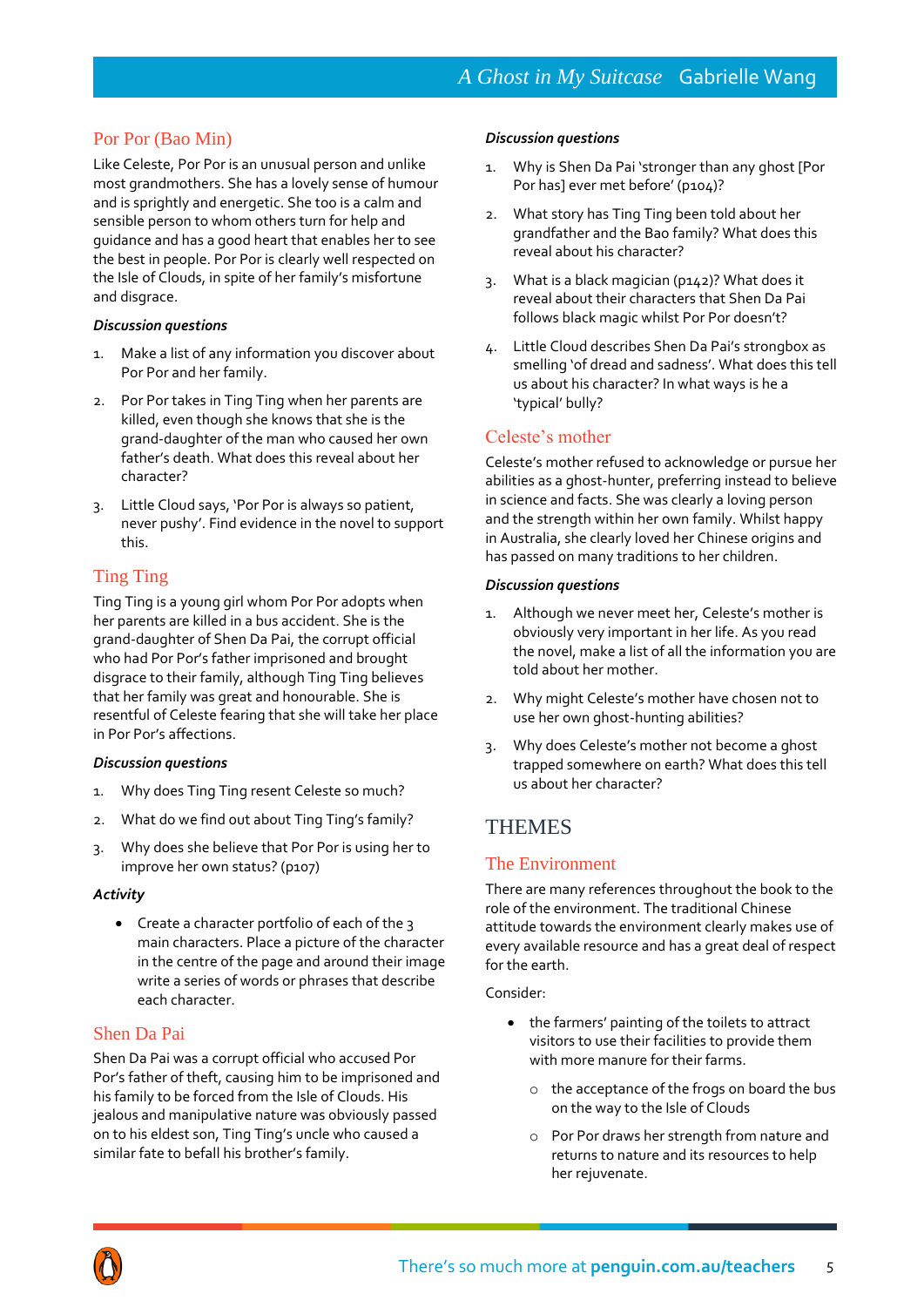## Por Por (Bao Min)

Like Celeste, Por Por is an unusual person and unlike most grandmothers. She has a lovely sense of humour and is sprightly and energetic. She too is a calm and sensible person to whom others turn for help and guidance and has a good heart that enables her to see the best in people. Por Por is clearly well respected on the Isle of Clouds, in spite of her family's misfortune and disgrace.

***Discussion questions***

1. Make a list of any information you discover about Por Por and her family.
2. Por Por takes in Ting Ting when her parents are killed, even though she knows that she is the grand-daughter of the man who caused her own father's death. What does this reveal about her character?
3. Little Cloud says, 'Por Por is always so patient, never pushy'. Find evidence in the novel to support this.

## Ting Ting

Ting Ting is a young girl whom Por Por adopts when her parents are killed in a bus accident. She is the grand-daughter of Shen Da Pai, the corrupt official who had Por Por's father imprisoned and brought disgrace to their family, although Ting Ting believes that her family was great and honourable. She is resentful of Celeste fearing that she will take her place in Por Por's affections.

***Discussion questions***

1. Why does Ting Ting resent Celeste so much?
2. What do we find out about Ting Ting's family?
3. Why does she believe that Por Por is using her to improve her own status? (p107)

***Activity***

- Create a character portfolio of each of the 3 main characters. Place a picture of the character in the centre of the page and around their image write a series of words or phrases that describe each character.

## Shen Da Pai

Shen Da Pai was a corrupt official who accused Por Por's father of theft, causing him to be imprisoned and his family to be forced from the Isle of Clouds. His jealous and manipulative nature was obviously passed on to his eldest son, Ting Ting's uncle who caused a similar fate to befall his brother's family.

***Discussion questions***

1. Why is Shen Da Pai 'stronger than any ghost [Por Por has] ever met before' (p104)?
2. What story has Ting Ting been told about her grandfather and the Bao family? What does this reveal about his character?
3. What is a black magician (p142)? What does it reveal about their characters that Shen Da Pai follows black magic whilst Por Por doesn't?
4. Little Cloud describes Shen Da Pai's strongbox as smelling 'of dread and sadness'. What does this tell us about his character? In what ways is he a 'typical' bully?

## Celeste's mother

Celeste's mother refused to acknowledge or pursue her abilities as a ghost-hunter, preferring instead to believe in science and facts. She was clearly a loving person and the strength within her own family. Whilst happy in Australia, she clearly loved her Chinese origins and has passed on many traditions to her children.

***Discussion questions***

1. Although we never meet her, Celeste's mother is obviously very important in her life. As you read the novel, make a list of all the information you are told about her mother.
2. Why might Celeste's mother have chosen not to use her own ghost-hunting abilities?
3. Why does Celeste's mother not become a ghost trapped somewhere on earth? What does this tell us about her character?

# THEMES

## The Environment

There are many references throughout the book to the role of the environment. The traditional Chinese attitude towards the environment clearly makes use of every available resource and has a great deal of respect for the earth.

Consider:

- the farmers' painting of the toilets to attract visitors to use their facilities to provide them with more manure for their farms.
  - the acceptance of the frogs on board the bus on the way to the Isle of Clouds
  - Por Por draws her strength from nature and returns to nature and its resources to help her rejuvenate.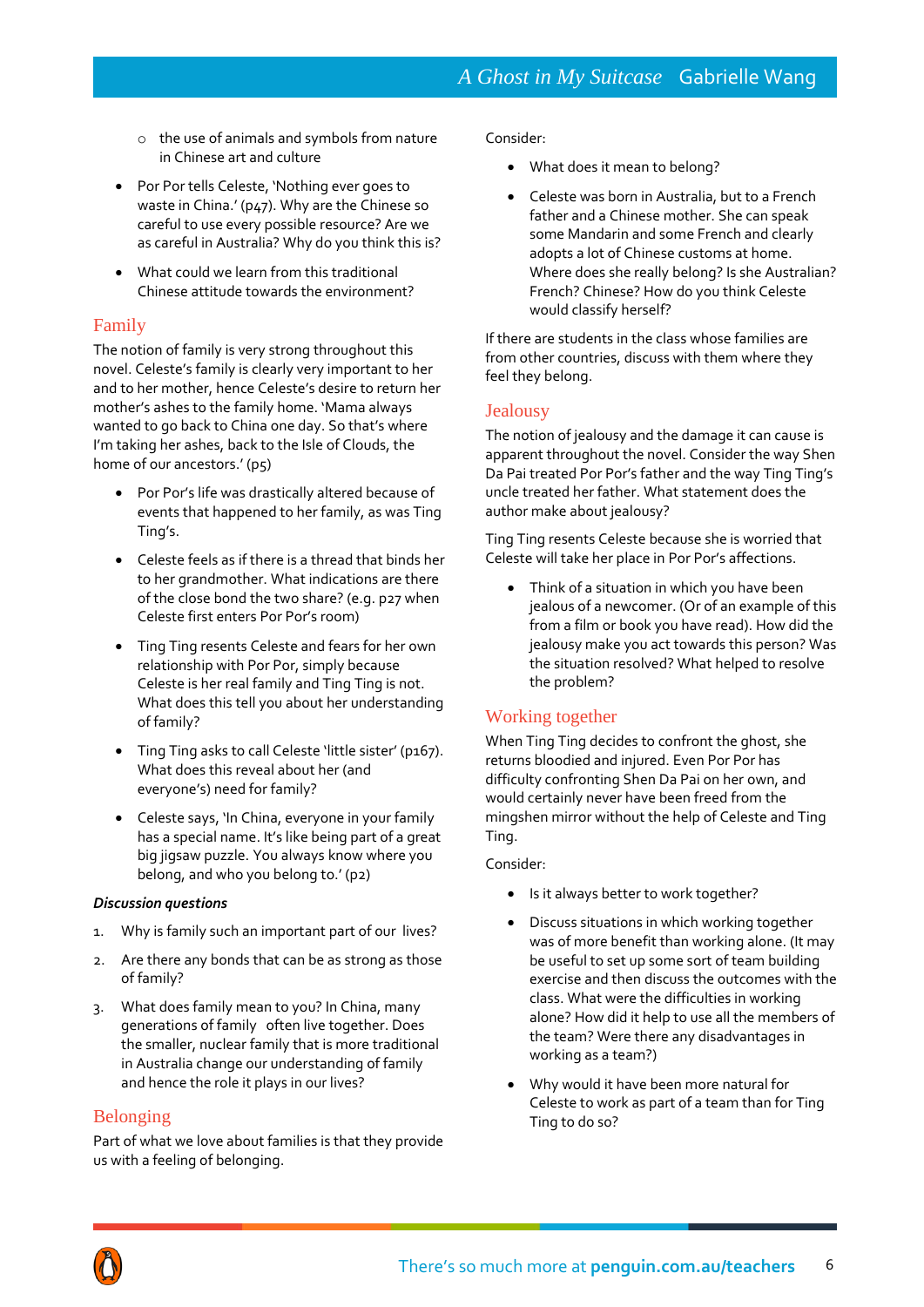- the use of animals and symbols from nature in Chinese art and culture

- Por Por tells Celeste, 'Nothing ever goes to waste in China.' (p47). Why are the Chinese so careful to use every possible resource? Are we as careful in Australia? Why do you think this is?

- What could we learn from this traditional Chinese attitude towards the environment?

## Family

The notion of family is very strong throughout this novel. Celeste's family is clearly very important to her and to her mother, hence Celeste's desire to return her mother's ashes to the family home. 'Mama always wanted to go back to China one day. So that's where I'm taking her ashes, back to the Isle of Clouds, the home of our ancestors.' (p5)

- Por Por's life was drastically altered because of events that happened to her family, as was Ting Ting's.

- Celeste feels as if there is a thread that binds her to her grandmother. What indications are there of the close bond the two share? (e.g. p27 when Celeste first enters Por Por's room)

- Ting Ting resents Celeste and fears for her own relationship with Por Por, simply because Celeste is her real family and Ting Ting is not. What does this tell you about her understanding of family?

- Ting Ting asks to call Celeste 'little sister' (p167). What does this reveal about her (and everyone's) need for family?

- Celeste says, 'In China, everyone in your family has a special name. It's like being part of a great big jigsaw puzzle. You always know where you belong, and who you belong to.' (p2)

***Discussion questions***

1. Why is family such an important part of our lives?

2. Are there any bonds that can be as strong as those of family?

3. What does family mean to you? In China, many generations of family often live together. Does the smaller, nuclear family that is more traditional in Australia change our understanding of family and hence the role it plays in our lives?

## Belonging

Part of what we love about families is that they provide us with a feeling of belonging.

Consider:

- What does it mean to belong?

- Celeste was born in Australia, but to a French father and a Chinese mother. She can speak some Mandarin and some French and clearly adopts a lot of Chinese customs at home. Where does she really belong? Is she Australian? French? Chinese? How do you think Celeste would classify herself?

If there are students in the class whose families are from other countries, discuss with them where they feel they belong.

## Jealousy

The notion of jealousy and the damage it can cause is apparent throughout the novel. Consider the way Shen Da Pai treated Por Por's father and the way Ting Ting's uncle treated her father. What statement does the author make about jealousy?

Ting Ting resents Celeste because she is worried that Celeste will take her place in Por Por's affections.

- Think of a situation in which you have been jealous of a newcomer. (Or of an example of this from a film or book you have read). How did the jealousy make you act towards this person? Was the situation resolved? What helped to resolve the problem?

## Working together

When Ting Ting decides to confront the ghost, she returns bloodied and injured. Even Por Por has difficulty confronting Shen Da Pai on her own, and would certainly never have been freed from the mingshen mirror without the help of Celeste and Ting Ting.

Consider:

- Is it always better to work together?

- Discuss situations in which working together was of more benefit than working alone. (It may be useful to set up some sort of team building exercise and then discuss the outcomes with the class. What were the difficulties in working alone? How did it help to use all the members of the team? Were there any disadvantages in working as a team?)

- Why would it have been more natural for Celeste to work as part of a team than for Ting Ting to do so?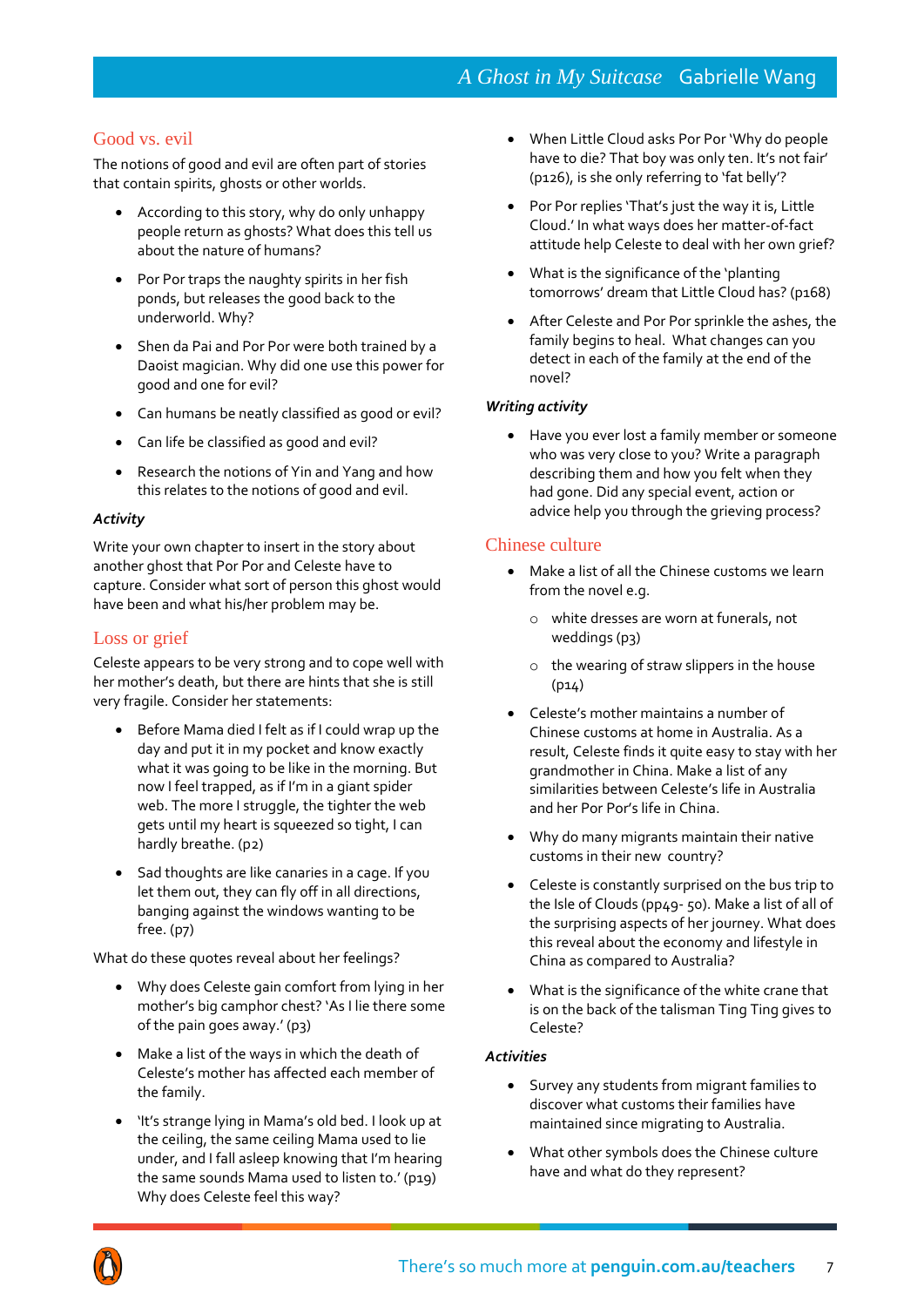## Good vs. evil

The notions of good and evil are often part of stories that contain spirits, ghosts or other worlds.

- According to this story, why do only unhappy people return as ghosts? What does this tell us about the nature of humans?
- Por Por traps the naughty spirits in her fish ponds, but releases the good back to the underworld. Why?
- Shen da Pai and Por Por were both trained by a Daoist magician. Why did one use this power for good and one for evil?
- Can humans be neatly classified as good or evil?
- Can life be classified as good and evil?
- Research the notions of Yin and Yang and how this relates to the notions of good and evil.

### *Activity*

Write your own chapter to insert in the story about another ghost that Por Por and Celeste have to capture. Consider what sort of person this ghost would have been and what his/her problem may be.

## Loss or grief

Celeste appears to be very strong and to cope well with her mother's death, but there are hints that she is still very fragile. Consider her statements:

- Before Mama died I felt as if I could wrap up the day and put it in my pocket and know exactly what it was going to be like in the morning. But now I feel trapped, as if I'm in a giant spider web. The more I struggle, the tighter the web gets until my heart is squeezed so tight, I can hardly breathe. (p2)
- Sad thoughts are like canaries in a cage. If you let them out, they can fly off in all directions, banging against the windows wanting to be free. (p7)

What do these quotes reveal about her feelings?

- Why does Celeste gain comfort from lying in her mother's big camphor chest? 'As I lie there some of the pain goes away.' (p3)
- Make a list of the ways in which the death of Celeste's mother has affected each member of the family.
- 'It's strange lying in Mama's old bed. I look up at the ceiling, the same ceiling Mama used to lie under, and I fall asleep knowing that I'm hearing the same sounds Mama used to listen to.' (p19) Why does Celeste feel this way?
- When Little Cloud asks Por Por 'Why do people have to die? That boy was only ten. It's not fair' (p126), is she only referring to 'fat belly'?
- Por Por replies 'That's just the way it is, Little Cloud.' In what ways does her matter-of-fact attitude help Celeste to deal with her own grief?
- What is the significance of the 'planting tomorrows' dream that Little Cloud has? (p168)
- After Celeste and Por Por sprinkle the ashes, the family begins to heal. What changes can you detect in each of the family at the end of the novel?

### *Writing activity*

- Have you ever lost a family member or someone who was very close to you? Write a paragraph describing them and how you felt when they had gone. Did any special event, action or advice help you through the grieving process?

## Chinese culture

- Make a list of all the Chinese customs we learn from the novel e.g.
  - white dresses are worn at funerals, not weddings (p3)
  - the wearing of straw slippers in the house (p14)
- Celeste's mother maintains a number of Chinese customs at home in Australia. As a result, Celeste finds it quite easy to stay with her grandmother in China. Make a list of any similarities between Celeste's life in Australia and her Por Por's life in China.
- Why do many migrants maintain their native customs in their new country?
- Celeste is constantly surprised on the bus trip to the Isle of Clouds (pp49- 50). Make a list of all of the surprising aspects of her journey. What does this reveal about the economy and lifestyle in China as compared to Australia?
- What is the significance of the white crane that is on the back of the talisman Ting Ting gives to Celeste?

### *Activities*

- Survey any students from migrant families to discover what customs their families have maintained since migrating to Australia.
- What other symbols does the Chinese culture have and what do they represent?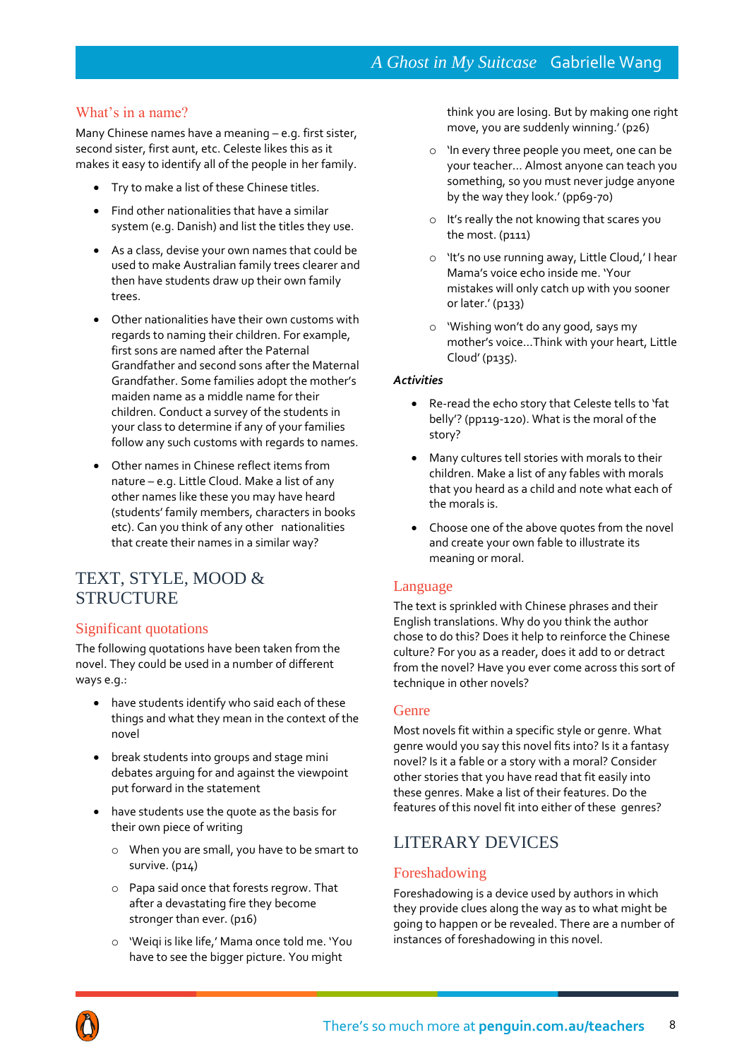### What's in a name?

Many Chinese names have a meaning – e.g. first sister, second sister, first aunt, etc. Celeste likes this as it makes it easy to identify all of the people in her family.

- Try to make a list of these Chinese titles.
- Find other nationalities that have a similar system (e.g. Danish) and list the titles they use.
- As a class, devise your own names that could be used to make Australian family trees clearer and then have students draw up their own family trees.
- Other nationalities have their own customs with regards to naming their children. For example, first sons are named after the Paternal Grandfather and second sons after the Maternal Grandfather. Some families adopt the mother's maiden name as a middle name for their children. Conduct a survey of the students in your class to determine if any of your families follow any such customs with regards to names.
- Other names in Chinese reflect items from nature – e.g. Little Cloud. Make a list of any other names like these you may have heard (students' family members, characters in books etc). Can you think of any other nationalities that create their names in a similar way?

## TEXT, STYLE, MOOD & STRUCTURE

### Significant quotations

The following quotations have been taken from the novel. They could be used in a number of different ways e.g.:

- have students identify who said each of these things and what they mean in the context of the novel
- break students into groups and stage mini debates arguing for and against the viewpoint put forward in the statement
- have students use the quote as the basis for their own piece of writing
  - When you are small, you have to be smart to survive. (p14)
  - Papa said once that forests regrow. That after a devastating fire they become stronger than ever. (p16)
  - 'Weiqi is like life,' Mama once told me. 'You have to see the bigger picture. You might think you are losing. But by making one right move, you are suddenly winning.' (p26)
  - 'In every three people you meet, one can be your teacher... Almost anyone can teach you something, so you must never judge anyone by the way they look.' (pp69-70)
  - It's really the not knowing that scares you the most. (p111)
  - 'It's no use running away, Little Cloud,' I hear Mama's voice echo inside me. 'Your mistakes will only catch up with you sooner or later.' (p133)
  - 'Wishing won't do any good, says my mother's voice...Think with your heart, Little Cloud' (p135).

***Activities***

- Re-read the echo story that Celeste tells to 'fat belly'? (pp119-120). What is the moral of the story?
- Many cultures tell stories with morals to their children. Make a list of any fables with morals that you heard as a child and note what each of the morals is.
- Choose one of the above quotes from the novel and create your own fable to illustrate its meaning or moral.

### Language

The text is sprinkled with Chinese phrases and their English translations. Why do you think the author chose to do this? Does it help to reinforce the Chinese culture? For you as a reader, does it add to or detract from the novel? Have you ever come across this sort of technique in other novels?

### Genre

Most novels fit within a specific style or genre. What genre would you say this novel fits into? Is it a fantasy novel? Is it a fable or a story with a moral? Consider other stories that you have read that fit easily into these genres. Make a list of their features. Do the features of this novel fit into either of these genres?

## LITERARY DEVICES

### Foreshadowing

Foreshadowing is a device used by authors in which they provide clues along the way as to what might be going to happen or be revealed. There are a number of instances of foreshadowing in this novel.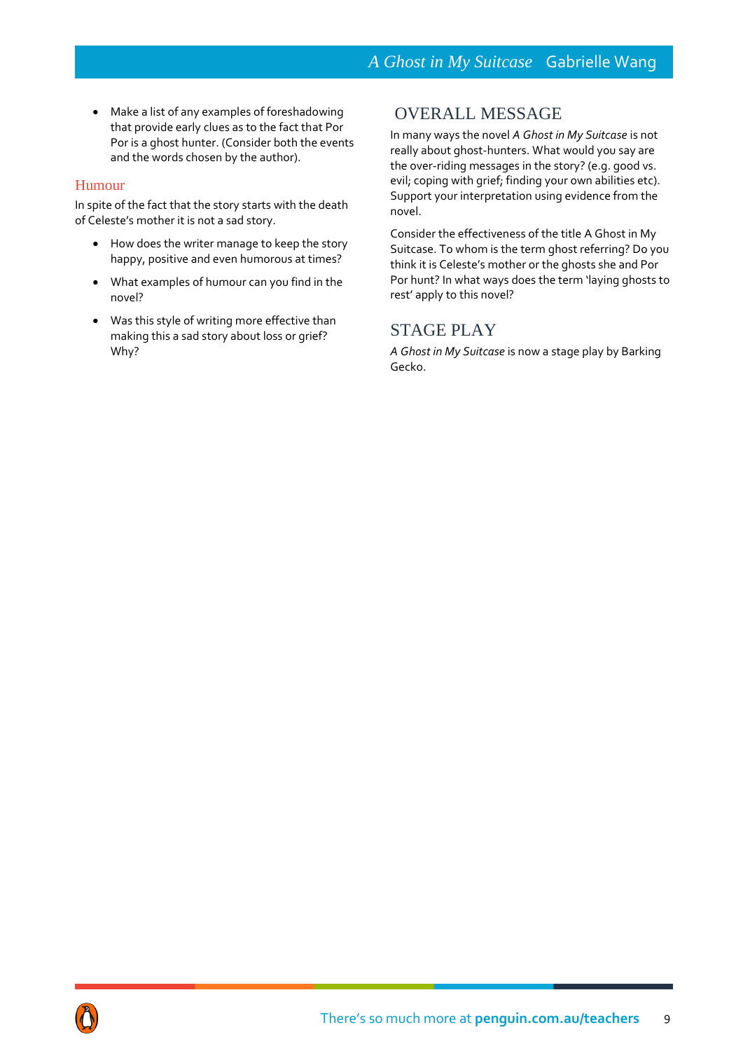- Make a list of any examples of foreshadowing that provide early clues as to the fact that Por Por is a ghost hunter. (Consider both the events and the words chosen by the author).

### Humour

In spite of the fact that the story starts with the death of Celeste's mother it is not a sad story.

- How does the writer manage to keep the story happy, positive and even humorous at times?
- What examples of humour can you find in the novel?
- Was this style of writing more effective than making this a sad story about loss or grief? Why?

## OVERALL MESSAGE

In many ways the novel *A Ghost in My Suitcase* is not really about ghost-hunters. What would you say are the over-riding messages in the story? (e.g. good vs. evil; coping with grief; finding your own abilities etc). Support your interpretation using evidence from the novel.

Consider the effectiveness of the title A Ghost in My Suitcase. To whom is the term ghost referring? Do you think it is Celeste's mother or the ghosts she and Por Por hunt? In what ways does the term 'laying ghosts to rest' apply to this novel?

## STAGE PLAY

*A Ghost in My Suitcase* is now a stage play by Barking Gecko.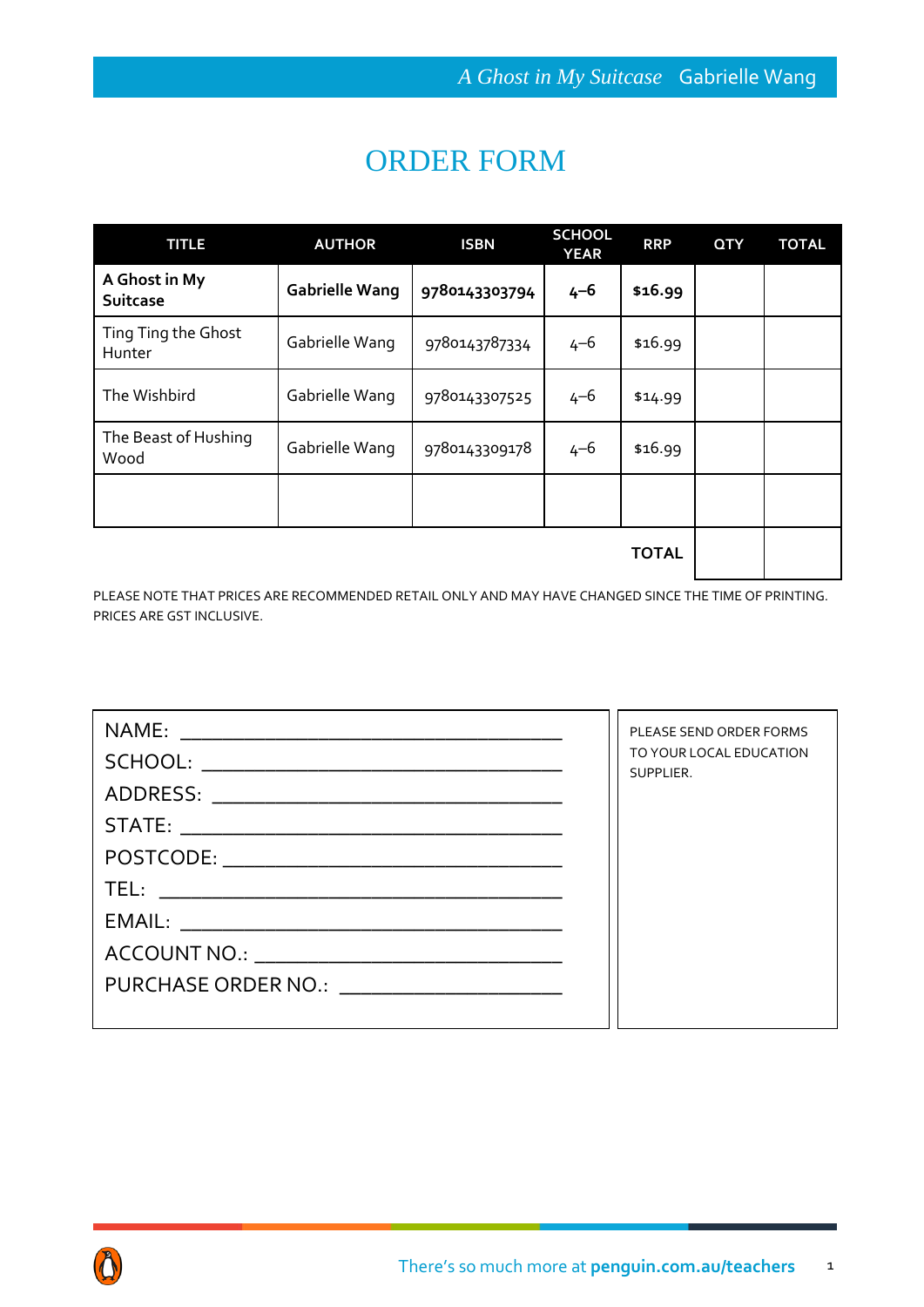// ORDER FORM

# ORDER FORM

| TITLE | AUTHOR | ISBN | SCHOOL YEAR | RRP | QTY | TOTAL |
|---|---|---|---|---|---|---|
| **A Ghost in My Suitcase** | **Gabrielle Wang** | **9780143303794** | **4–6** | **$16.99** | | |
| Ting Ting the Ghost Hunter | Gabrielle Wang | 9780143787334 | 4–6 | $16.99 | | |
| The Wishbird | Gabrielle Wang | 9780143307525 | 4–6 | $14.99 | | |
| The Beast of Hushing Wood | Gabrielle Wang | 9780143309178 | 4–6 | $16.99 | | |
| | | | | | | |
| | | | | **TOTAL** | | |

PLEASE NOTE THAT PRICES ARE RECOMMENDED RETAIL ONLY AND MAY HAVE CHANGED SINCE THE TIME OF PRINTING. PRICES ARE GST INCLUSIVE.

NAME: ______________________________

SCHOOL: ______________________________

ADDRESS: ______________________________

STATE: ______________________________

POSTCODE: ______________________________

TEL: ______________________________

EMAIL: ______________________________

ACCOUNT NO.: ______________________________

PURCHASE ORDER NO.: ______________________________

PLEASE SEND ORDER FORMS TO YOUR LOCAL EDUCATION SUPPLIER.

There's so much more at **penguin.com.au/teachers**